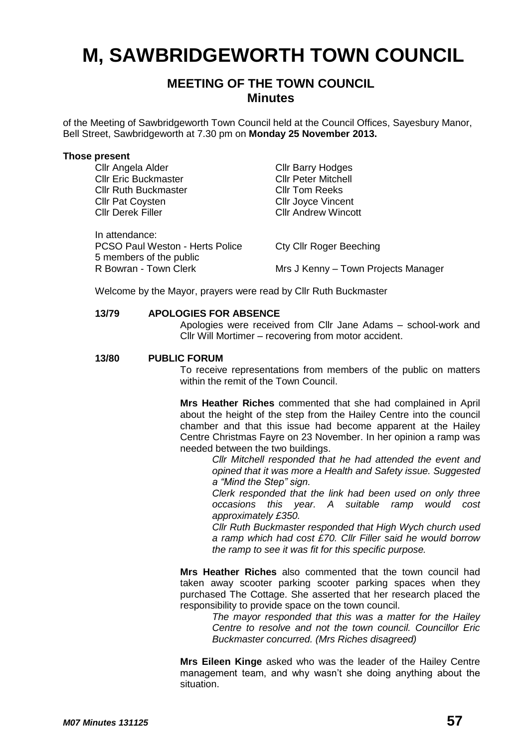# M, SAWBRIDGEWORTH TOWN COUNCIL

## MEETING OF THE TOWN COUNCIL
## Minutes

of the Meeting of Sawbridgeworth Town Council held at the Council Offices, Sayesbury Manor, Bell Street, Sawbridgeworth at 7.30 pm on **Monday 25 November 2013.**

**Those present**

Cllr Angela Alder
Cllr Eric Buckmaster
Cllr Ruth Buckmaster
Cllr Pat Coysten
Cllr Derek Filler
Cllr Barry Hodges
Cllr Peter Mitchell
Cllr Tom Reeks
Cllr Joyce Vincent
Cllr Andrew Wincott

In attendance:
PCSO Paul Weston - Herts Police
5 members of the public
R Bowran - Town Clerk
Cty Cllr Roger Beeching
Mrs J Kenny – Town Projects Manager

Welcome by the Mayor, prayers were read by Cllr Ruth Buckmaster

**13/79 APOLOGIES FOR ABSENCE**

Apologies were received from Cllr Jane Adams – school-work and Cllr Will Mortimer – recovering from motor accident.

**13/80 PUBLIC FORUM**

To receive representations from members of the public on matters within the remit of the Town Council.

**Mrs Heather Riches** commented that she had complained in April about the height of the step from the Hailey Centre into the council chamber and that this issue had become apparent at the Hailey Centre Christmas Fayre on 23 November. In her opinion a ramp was needed between the two buildings.

*Cllr Mitchell responded that he had attended the event and opined that it was more a Health and Safety issue. Suggested a "Mind the Step" sign.*

*Clerk responded that the link had been used on only three occasions this year. A suitable ramp would cost approximately £350.*

*Cllr Ruth Buckmaster responded that High Wych church used a ramp which had cost £70. Cllr Filler said he would borrow the ramp to see it was fit for this specific purpose.*

**Mrs Heather Riches** also commented that the town council had taken away scooter parking scooter parking spaces when they purchased The Cottage. She asserted that her research placed the responsibility to provide space on the town council.

*The mayor responded that this was a matter for the Hailey Centre to resolve and not the town council. Councillor Eric Buckmaster concurred. (Mrs Riches disagreed)*

**Mrs Eileen Kinge** asked who was the leader of the Hailey Centre management team, and why wasn't she doing anything about the situation.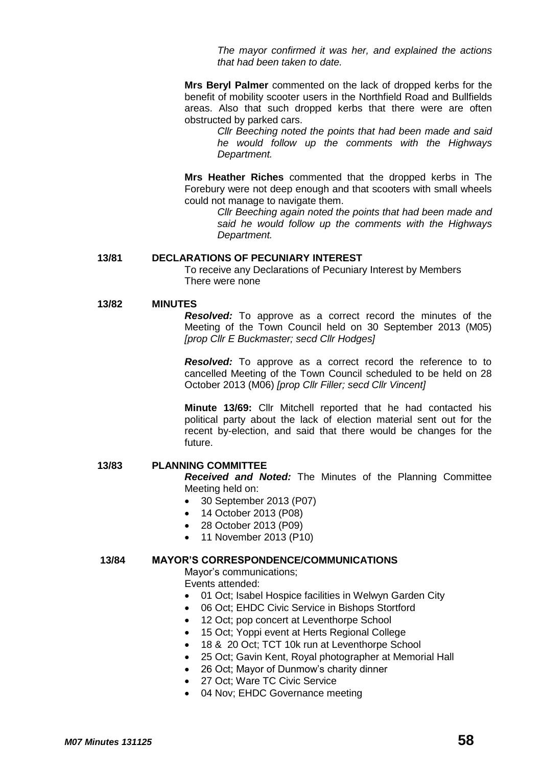*The mayor confirmed it was her, and explained the actions that had been taken to date.*

**Mrs Beryl Palmer** commented on the lack of dropped kerbs for the benefit of mobility scooter users in the Northfield Road and Bullfields areas. Also that such dropped kerbs that there were are often obstructed by parked cars.

*Cllr Beeching noted the points that had been made and said he would follow up the comments with the Highways Department.*

**Mrs Heather Riches** commented that the dropped kerbs in The Forebury were not deep enough and that scooters with small wheels could not manage to navigate them.

*Cllr Beeching again noted the points that had been made and said he would follow up the comments with the Highways Department.*

**13/81 DECLARATIONS OF PECUNIARY INTEREST**

To receive any Declarations of Pecuniary Interest by Members
There were none

**13/82 MINUTES**

***Resolved:*** To approve as a correct record the minutes of the Meeting of the Town Council held on 30 September 2013 (M05) *[prop Cllr E Buckmaster; secd Cllr Hodges]*

***Resolved:*** To approve as a correct record the reference to to cancelled Meeting of the Town Council scheduled to be held on 28 October 2013 (M06) *[prop Cllr Filler; secd Cllr Vincent]*

**Minute 13/69:** Cllr Mitchell reported that he had contacted his political party about the lack of election material sent out for the recent by-election, and said that there would be changes for the future.

**13/83 PLANNING COMMITTEE**

***Received and Noted:*** The Minutes of the Planning Committee Meeting held on:

- 30 September 2013 (P07)
- 14 October 2013 (P08)
- 28 October 2013 (P09)
- 11 November 2013 (P10)

**13/84 MAYOR'S CORRESPONDENCE/COMMUNICATIONS**

Mayor's communications;
Events attended:

- 01 Oct; Isabel Hospice facilities in Welwyn Garden City
- 06 Oct; EHDC Civic Service in Bishops Stortford
- 12 Oct; pop concert at Leventhorpe School
- 15 Oct; Yoppi event at Herts Regional College
- 18 & 20 Oct; TCT 10k run at Leventhorpe School
- 25 Oct; Gavin Kent, Royal photographer at Memorial Hall
- 26 Oct; Mayor of Dunmow's charity dinner
- 27 Oct; Ware TC Civic Service
- 04 Nov; EHDC Governance meeting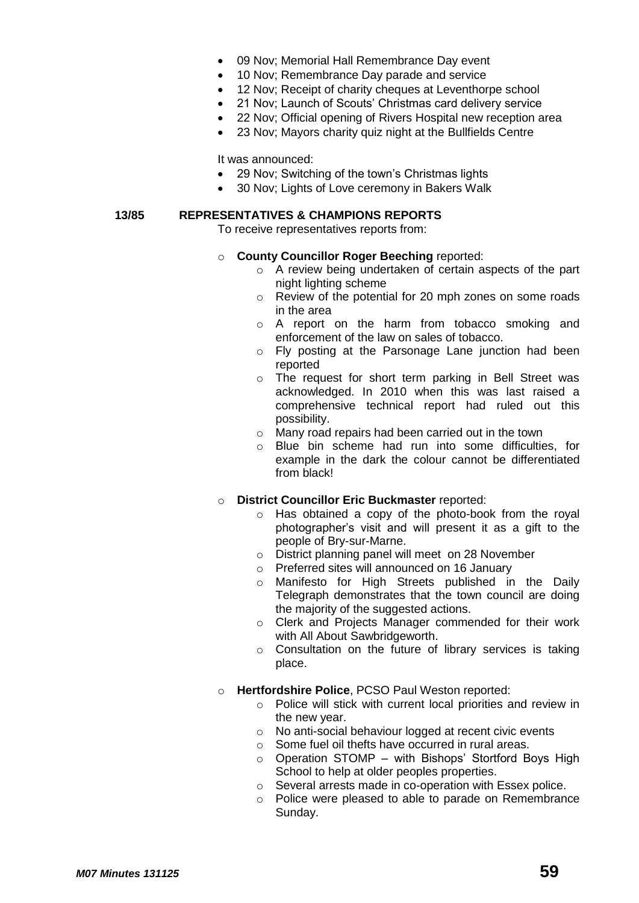- 09 Nov; Memorial Hall Remembrance Day event
- 10 Nov; Remembrance Day parade and service
- 12 Nov; Receipt of charity cheques at Leventhorpe school
- 21 Nov; Launch of Scouts' Christmas card delivery service
- 22 Nov; Official opening of Rivers Hospital new reception area
- 23 Nov; Mayors charity quiz night at the Bullfields Centre

It was announced:

- 29 Nov; Switching of the town's Christmas lights
- 30 Nov; Lights of Love ceremony in Bakers Walk

**13/85 REPRESENTATIVES & CHAMPIONS REPORTS**

To receive representatives reports from:

- **County Councillor Roger Beeching** reported:
  - A review being undertaken of certain aspects of the part night lighting scheme
  - Review of the potential for 20 mph zones on some roads in the area
  - A report on the harm from tobacco smoking and enforcement of the law on sales of tobacco.
  - Fly posting at the Parsonage Lane junction had been reported
  - The request for short term parking in Bell Street was acknowledged. In 2010 when this was last raised a comprehensive technical report had ruled out this possibility.
  - Many road repairs had been carried out in the town
  - Blue bin scheme had run into some difficulties, for example in the dark the colour cannot be differentiated from black!

- **District Councillor Eric Buckmaster** reported:
  - Has obtained a copy of the photo-book from the royal photographer's visit and will present it as a gift to the people of Bry-sur-Marne.
  - District planning panel will meet on 28 November
  - Preferred sites will announced on 16 January
  - Manifesto for High Streets published in the Daily Telegraph demonstrates that the town council are doing the majority of the suggested actions.
  - Clerk and Projects Manager commended for their work with All About Sawbridgeworth.
  - Consultation on the future of library services is taking place.

- **Hertfordshire Police**, PCSO Paul Weston reported:
  - Police will stick with current local priorities and review in the new year.
  - No anti-social behaviour logged at recent civic events
  - Some fuel oil thefts have occurred in rural areas.
  - Operation STOMP – with Bishops' Stortford Boys High School to help at older peoples properties.
  - Several arrests made in co-operation with Essex police.
  - Police were pleased to able to parade on Remembrance Sunday.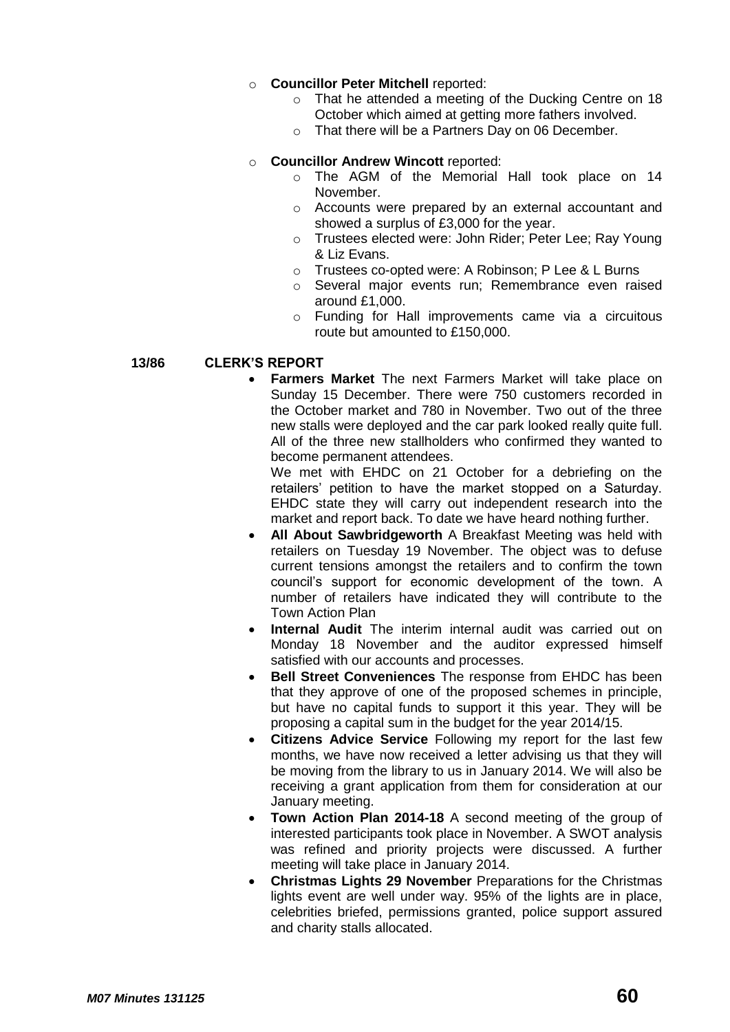- **Councillor Peter Mitchell** reported:
  - That he attended a meeting of the Ducking Centre on 18 October which aimed at getting more fathers involved.
  - That there will be a Partners Day on 06 December.

- **Councillor Andrew Wincott** reported:
  - The AGM of the Memorial Hall took place on 14 November.
  - Accounts were prepared by an external accountant and showed a surplus of £3,000 for the year.
  - Trustees elected were: John Rider; Peter Lee; Ray Young & Liz Evans.
  - Trustees co-opted were: A Robinson; P Lee & L Burns
  - Several major events run; Remembrance even raised around £1,000.
  - Funding for Hall improvements came via a circuitous route but amounted to £150,000.

**13/86 CLERK'S REPORT**

- **Farmers Market** The next Farmers Market will take place on Sunday 15 December. There were 750 customers recorded in the October market and 780 in November. Two out of the three new stalls were deployed and the car park looked really quite full. All of the three new stallholders who confirmed they wanted to become permanent attendees.

  We met with EHDC on 21 October for a debriefing on the retailers' petition to have the market stopped on a Saturday. EHDC state they will carry out independent research into the market and report back. To date we have heard nothing further.
- **All About Sawbridgeworth** A Breakfast Meeting was held with retailers on Tuesday 19 November. The object was to defuse current tensions amongst the retailers and to confirm the town council's support for economic development of the town. A number of retailers have indicated they will contribute to the Town Action Plan
- **Internal Audit** The interim internal audit was carried out on Monday 18 November and the auditor expressed himself satisfied with our accounts and processes.
- **Bell Street Conveniences** The response from EHDC has been that they approve of one of the proposed schemes in principle, but have no capital funds to support it this year. They will be proposing a capital sum in the budget for the year 2014/15.
- **Citizens Advice Service** Following my report for the last few months, we have now received a letter advising us that they will be moving from the library to us in January 2014. We will also be receiving a grant application from them for consideration at our January meeting.
- **Town Action Plan 2014-18** A second meeting of the group of interested participants took place in November. A SWOT analysis was refined and priority projects were discussed. A further meeting will take place in January 2014.
- **Christmas Lights 29 November** Preparations for the Christmas lights event are well under way. 95% of the lights are in place, celebrities briefed, permissions granted, police support assured and charity stalls allocated.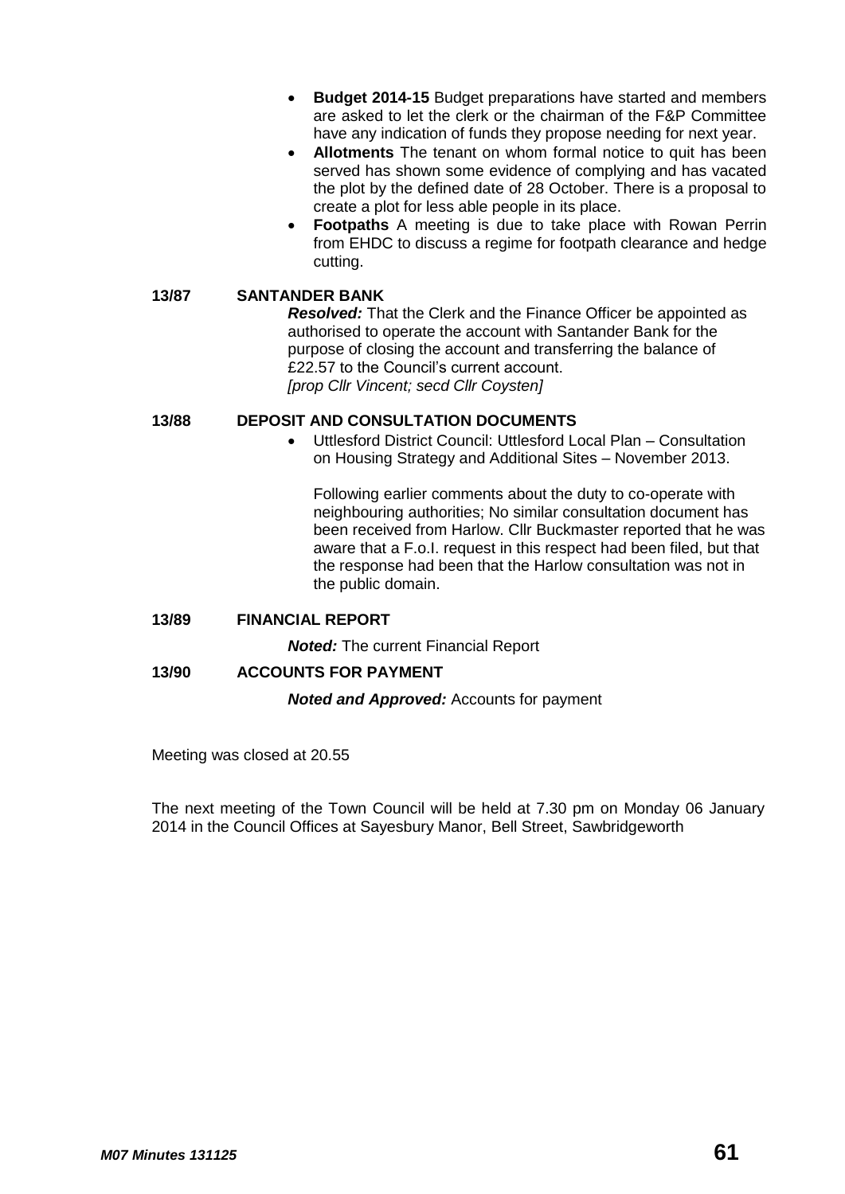- **Budget 2014-15** Budget preparations have started and members are asked to let the clerk or the chairman of the F&P Committee have any indication of funds they propose needing for next year.
- **Allotments** The tenant on whom formal notice to quit has been served has shown some evidence of complying and has vacated the plot by the defined date of 28 October. There is a proposal to create a plot for less able people in its place.
- **Footpaths** A meeting is due to take place with Rowan Perrin from EHDC to discuss a regime for footpath clearance and hedge cutting.

**13/87 SANTANDER BANK**

***Resolved:*** That the Clerk and the Finance Officer be appointed as authorised to operate the account with Santander Bank for the purpose of closing the account and transferring the balance of £22.57 to the Council's current account.
*[prop Cllr Vincent; secd Cllr Coysten]*

**13/88 DEPOSIT AND CONSULTATION DOCUMENTS**

- Uttlesford District Council: Uttlesford Local Plan – Consultation on Housing Strategy and Additional Sites – November 2013.

  Following earlier comments about the duty to co-operate with neighbouring authorities; No similar consultation document has been received from Harlow. Cllr Buckmaster reported that he was aware that a F.o.I. request in this respect had been filed, but that the response had been that the Harlow consultation was not in the public domain.

**13/89 FINANCIAL REPORT**

***Noted:*** The current Financial Report

**13/90 ACCOUNTS FOR PAYMENT**

***Noted and Approved:*** Accounts for payment

Meeting was closed at 20.55

The next meeting of the Town Council will be held at 7.30 pm on Monday 06 January 2014 in the Council Offices at Sayesbury Manor, Bell Street, Sawbridgeworth